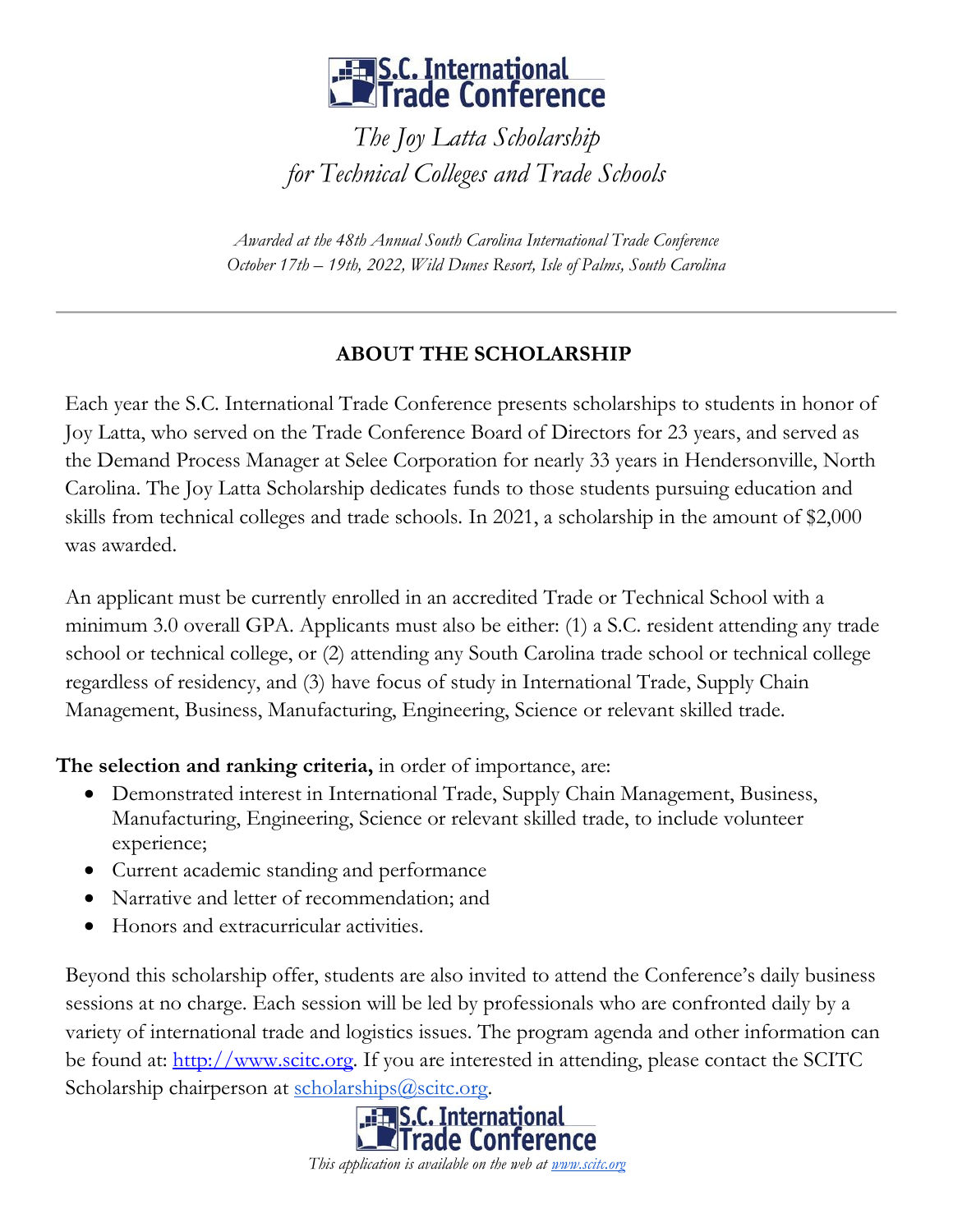# S.C. International Trade Conference

## *The Joy Latta Scholarship for Technical Colleges and Trade Schools*

*Awarded at the 48th Annual South Carolina International Trade Conference*
*October 17th – 19th, 2022, Wild Dunes Resort, Isle of Palms, South Carolina*

---

### ABOUT THE SCHOLARSHIP

Each year the S.C. International Trade Conference presents scholarships to students in honor of Joy Latta, who served on the Trade Conference Board of Directors for 23 years, and served as the Demand Process Manager at Selee Corporation for nearly 33 years in Hendersonville, North Carolina. The Joy Latta Scholarship dedicates funds to those students pursuing education and skills from technical colleges and trade schools. In 2021, a scholarship in the amount of $2,000 was awarded.

An applicant must be currently enrolled in an accredited Trade or Technical School with a minimum 3.0 overall GPA. Applicants must also be either: (1) a S.C. resident attending any trade school or technical college, or (2) attending any South Carolina trade school or technical college regardless of residency, and (3) have focus of study in International Trade, Supply Chain Management, Business, Manufacturing, Engineering, Science or relevant skilled trade.

**The selection and ranking criteria,** in order of importance, are:

- Demonstrated interest in International Trade, Supply Chain Management, Business, Manufacturing, Engineering, Science or relevant skilled trade, to include volunteer experience;
- Current academic standing and performance
- Narrative and letter of recommendation; and
- Honors and extracurricular activities.

Beyond this scholarship offer, students are also invited to attend the Conference's daily business sessions at no charge. Each session will be led by professionals who are confronted daily by a variety of international trade and logistics issues. The program agenda and other information can be found at: [http://www.scitc.org](http://www.scitc.org). If you are interested in attending, please contact the SCITC Scholarship chairperson at [scholarships@scitc.org](mailto:scholarships@scitc.org).

S.C. International Trade Conference

*This application is available on the web at [www.scitc.org](http://www.scitc.org)*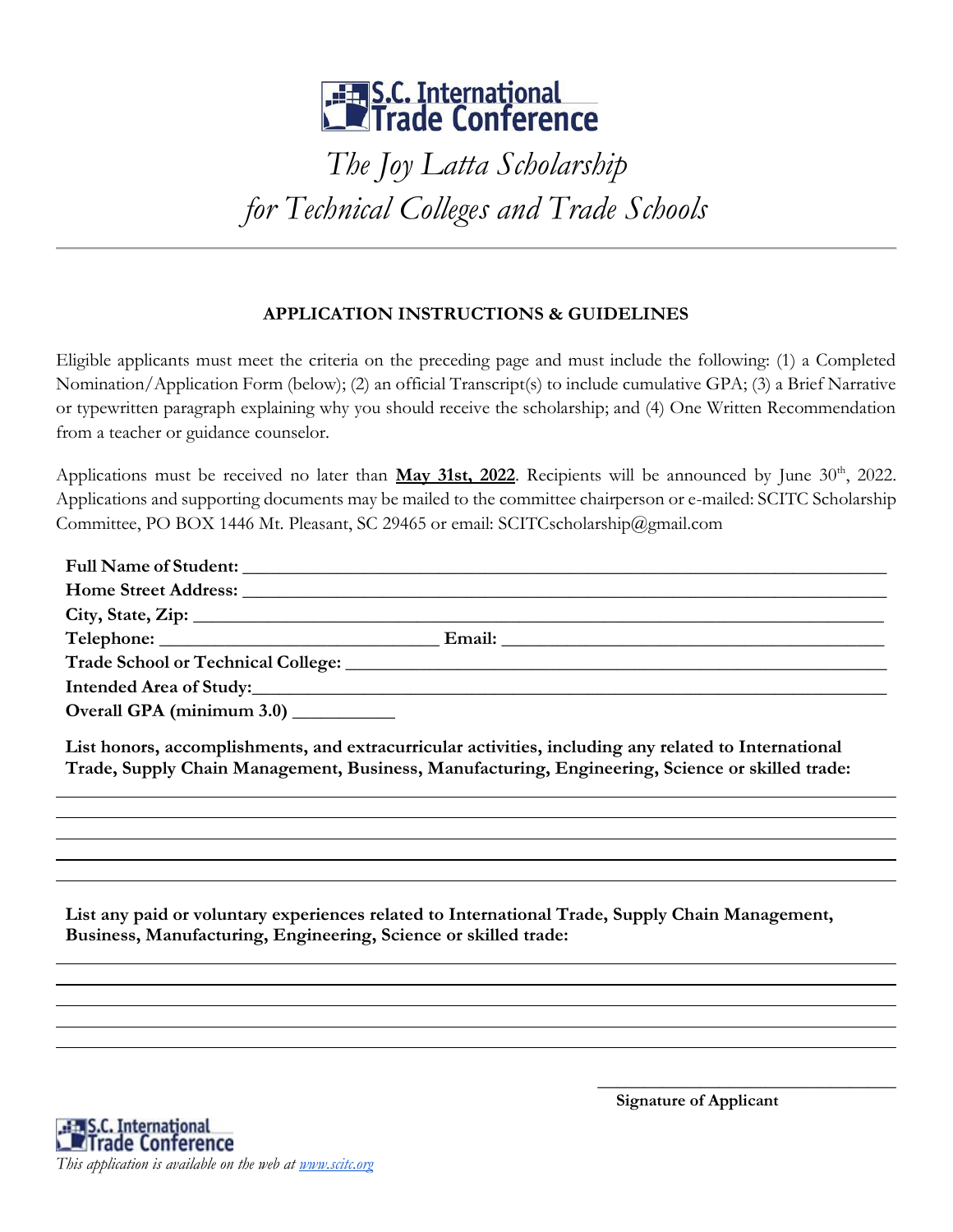S.C. International Trade Conference

# *The Joy Latta Scholarship for Technical Colleges and Trade Schools*

---

**APPLICATION INSTRUCTIONS & GUIDELINES**

Eligible applicants must meet the criteria on the preceding page and must include the following: (1) a Completed Nomination/Application Form (below); (2) an official Transcript(s) to include cumulative GPA; (3) a Brief Narrative or typewritten paragraph explaining why you should receive the scholarship; and (4) One Written Recommendation from a teacher or guidance counselor.

Applications must be received no later than **May 31st, 2022**. Recipients will be announced by June 30th, 2022. Applications and supporting documents may be mailed to the committee chairperson or e-mailed: SCITC Scholarship Committee, PO BOX 1446 Mt. Pleasant, SC 29465 or email: SCITCscholarship@gmail.com

**Full Name of Student:** ____________________________________________

**Home Street Address:** ____________________________________________

**City, State, Zip:** ____________________________________________

**Telephone:** ______________________ **Email:** ______________________

**Trade School or Technical College:** ____________________________________________

**Intended Area of Study:** ____________________________________________

**Overall GPA (minimum 3.0)** ___________

**List honors, accomplishments, and extracurricular activities, including any related to International Trade, Supply Chain Management, Business, Manufacturing, Engineering, Science or skilled trade:**

____________________________________________

____________________________________________

____________________________________________

____________________________________________

____________________________________________

**List any paid or voluntary experiences related to International Trade, Supply Chain Management, Business, Manufacturing, Engineering, Science or skilled trade:**

____________________________________________

____________________________________________

____________________________________________

____________________________________________

____________________________________________

______________________________

**Signature of Applicant**

S.C. International Trade Conference

*This application is available on the web at www.scitc.org*